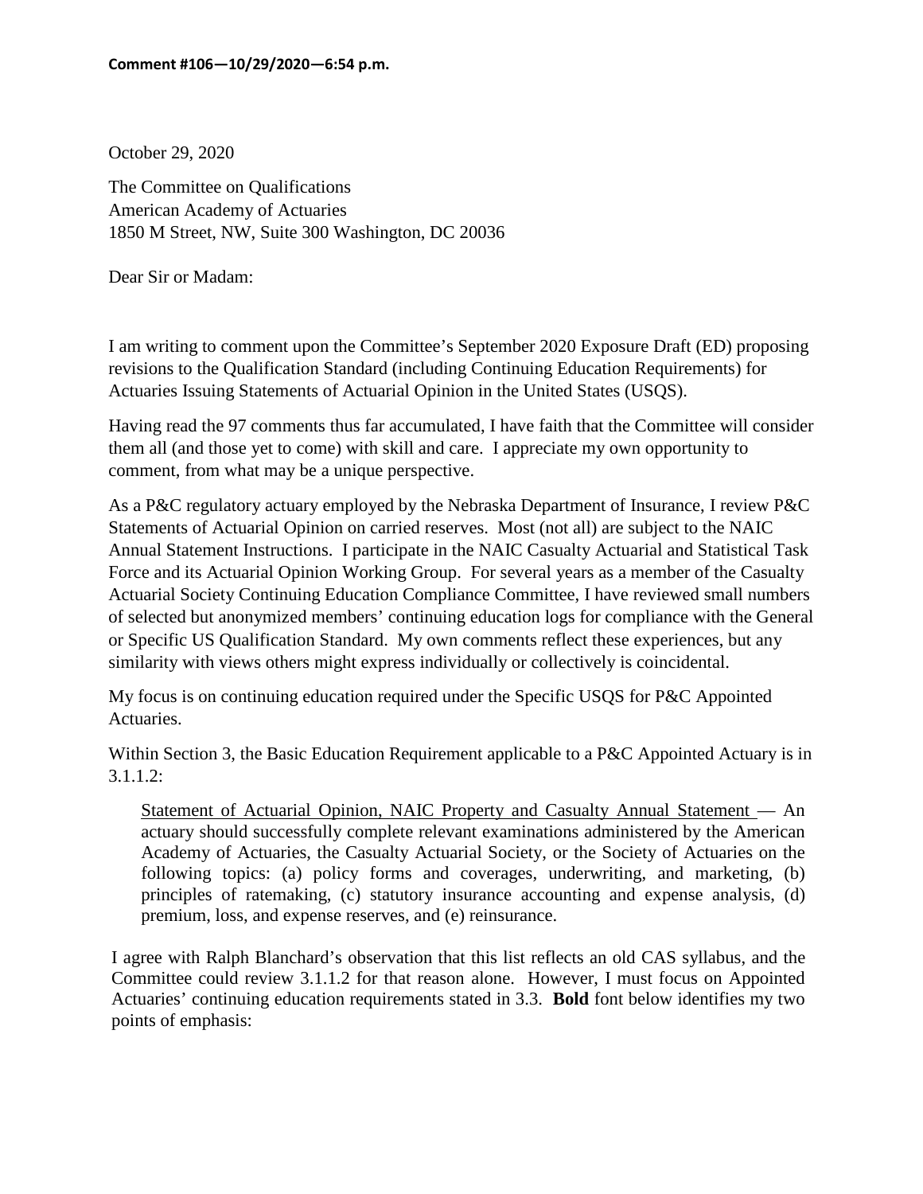**Comment #106—10/29/2020—6:54 p.m.**

October 29, 2020

The Committee on Qualifications
American Academy of Actuaries
1850 M Street, NW, Suite 300 Washington, DC 20036

Dear Sir or Madam:

I am writing to comment upon the Committee's September 2020 Exposure Draft (ED) proposing revisions to the Qualification Standard (including Continuing Education Requirements) for Actuaries Issuing Statements of Actuarial Opinion in the United States (USQS).

Having read the 97 comments thus far accumulated, I have faith that the Committee will consider them all (and those yet to come) with skill and care. I appreciate my own opportunity to comment, from what may be a unique perspective.

As a P&C regulatory actuary employed by the Nebraska Department of Insurance, I review P&C Statements of Actuarial Opinion on carried reserves. Most (not all) are subject to the NAIC Annual Statement Instructions. I participate in the NAIC Casualty Actuarial and Statistical Task Force and its Actuarial Opinion Working Group. For several years as a member of the Casualty Actuarial Society Continuing Education Compliance Committee, I have reviewed small numbers of selected but anonymized members' continuing education logs for compliance with the General or Specific US Qualification Standard. My own comments reflect these experiences, but any similarity with views others might express individually or collectively is coincidental.

My focus is on continuing education required under the Specific USQS for P&C Appointed Actuaries.

Within Section 3, the Basic Education Requirement applicable to a P&C Appointed Actuary is in 3.1.1.2:

> <u>Statement of Actuarial Opinion, NAIC Property and Casualty Annual Statement</u> — An actuary should successfully complete relevant examinations administered by the American Academy of Actuaries, the Casualty Actuarial Society, or the Society of Actuaries on the following topics: (a) policy forms and coverages, underwriting, and marketing, (b) principles of ratemaking, (c) statutory insurance accounting and expense analysis, (d) premium, loss, and expense reserves, and (e) reinsurance.

I agree with Ralph Blanchard's observation that this list reflects an old CAS syllabus, and the Committee could review 3.1.1.2 for that reason alone. However, I must focus on Appointed Actuaries' continuing education requirements stated in 3.3. **Bold** font below identifies my two points of emphasis: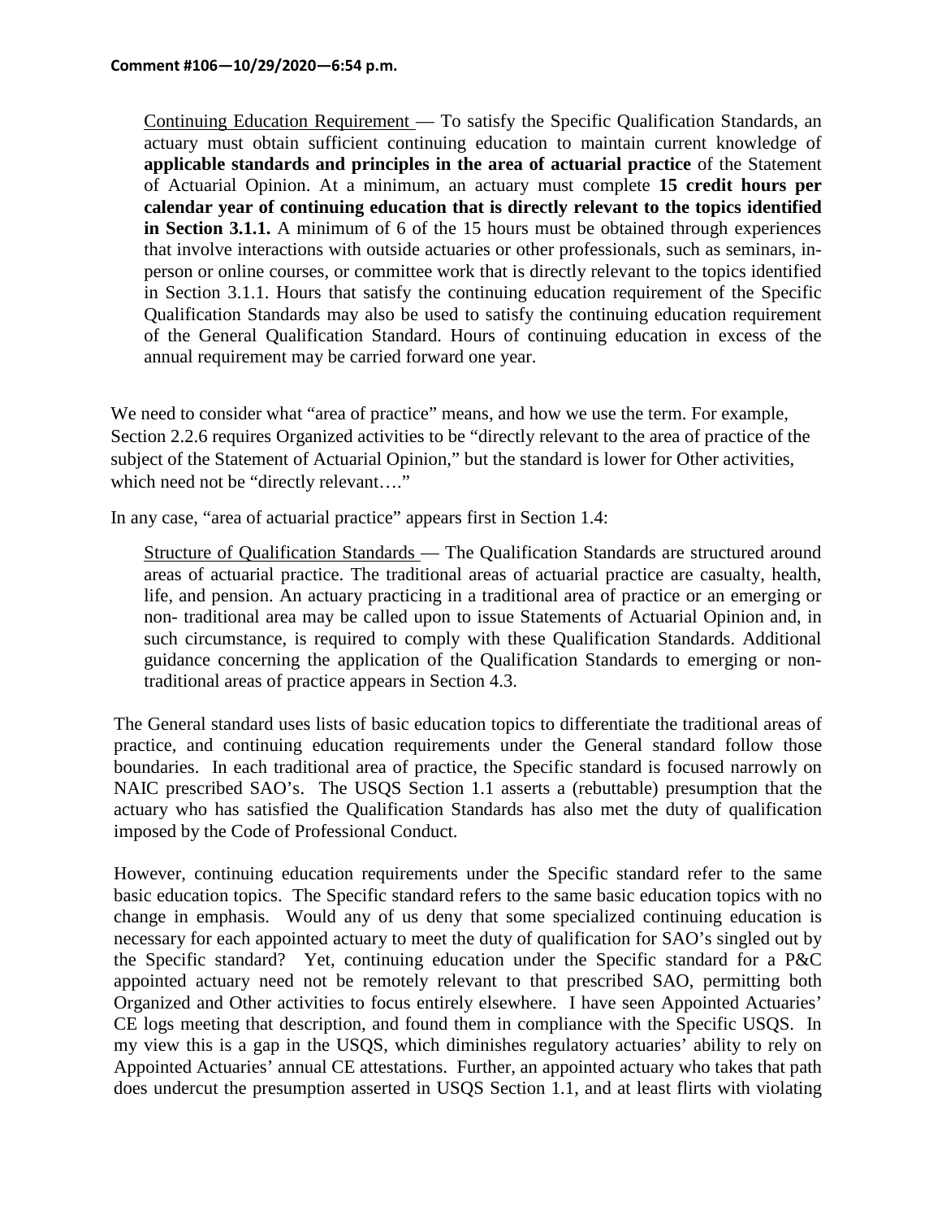**Comment #106—10/29/2020—6:54 p.m.**

> Continuing Education Requirement — To satisfy the Specific Qualification Standards, an actuary must obtain sufficient continuing education to maintain current knowledge of **applicable standards and principles in the area of actuarial practice** of the Statement of Actuarial Opinion. At a minimum, an actuary must complete **15 credit hours per calendar year of continuing education that is directly relevant to the topics identified in Section 3.1.1.** A minimum of 6 of the 15 hours must be obtained through experiences that involve interactions with outside actuaries or other professionals, such as seminars, in-person or online courses, or committee work that is directly relevant to the topics identified in Section 3.1.1. Hours that satisfy the continuing education requirement of the Specific Qualification Standards may also be used to satisfy the continuing education requirement of the General Qualification Standard. Hours of continuing education in excess of the annual requirement may be carried forward one year.

We need to consider what "area of practice" means, and how we use the term. For example, Section 2.2.6 requires Organized activities to be "directly relevant to the area of practice of the subject of the Statement of Actuarial Opinion," but the standard is lower for Other activities, which need not be "directly relevant…."

In any case, "area of actuarial practice" appears first in Section 1.4:

> Structure of Qualification Standards — The Qualification Standards are structured around areas of actuarial practice. The traditional areas of actuarial practice are casualty, health, life, and pension. An actuary practicing in a traditional area of practice or an emerging or non- traditional area may be called upon to issue Statements of Actuarial Opinion and, in such circumstance, is required to comply with these Qualification Standards. Additional guidance concerning the application of the Qualification Standards to emerging or non-traditional areas of practice appears in Section 4.3.

The General standard uses lists of basic education topics to differentiate the traditional areas of practice, and continuing education requirements under the General standard follow those boundaries. In each traditional area of practice, the Specific standard is focused narrowly on NAIC prescribed SAO's. The USQS Section 1.1 asserts a (rebuttable) presumption that the actuary who has satisfied the Qualification Standards has also met the duty of qualification imposed by the Code of Professional Conduct.

However, continuing education requirements under the Specific standard refer to the same basic education topics. The Specific standard refers to the same basic education topics with no change in emphasis. Would any of us deny that some specialized continuing education is necessary for each appointed actuary to meet the duty of qualification for SAO's singled out by the Specific standard? Yet, continuing education under the Specific standard for a P&C appointed actuary need not be remotely relevant to that prescribed SAO, permitting both Organized and Other activities to focus entirely elsewhere. I have seen Appointed Actuaries' CE logs meeting that description, and found them in compliance with the Specific USQS. In my view this is a gap in the USQS, which diminishes regulatory actuaries' ability to rely on Appointed Actuaries' annual CE attestations. Further, an appointed actuary who takes that path does undercut the presumption asserted in USQS Section 1.1, and at least flirts with violating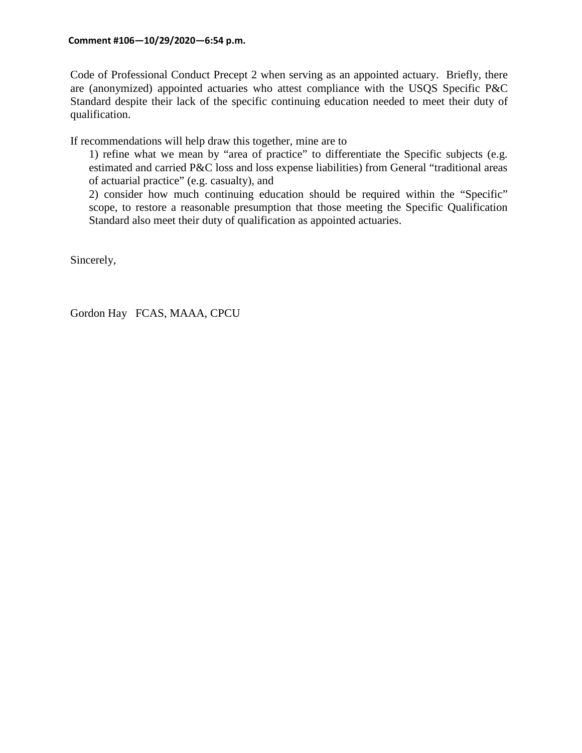Code of Professional Conduct Precept 2 when serving as an appointed actuary. Briefly, there are (anonymized) appointed actuaries who attest compliance with the USQS Specific P&C Standard despite their lack of the specific continuing education needed to meet their duty of qualification.

If recommendations will help draw this together, mine are to

1) refine what we mean by "area of practice" to differentiate the Specific subjects (e.g. estimated and carried P&C loss and loss expense liabilities) from General "traditional areas of actuarial practice" (e.g. casualty), and

2) consider how much continuing education should be required within the "Specific" scope, to restore a reasonable presumption that those meeting the Specific Qualification Standard also meet their duty of qualification as appointed actuaries.

Sincerely,

Gordon Hay FCAS, MAAA, CPCU